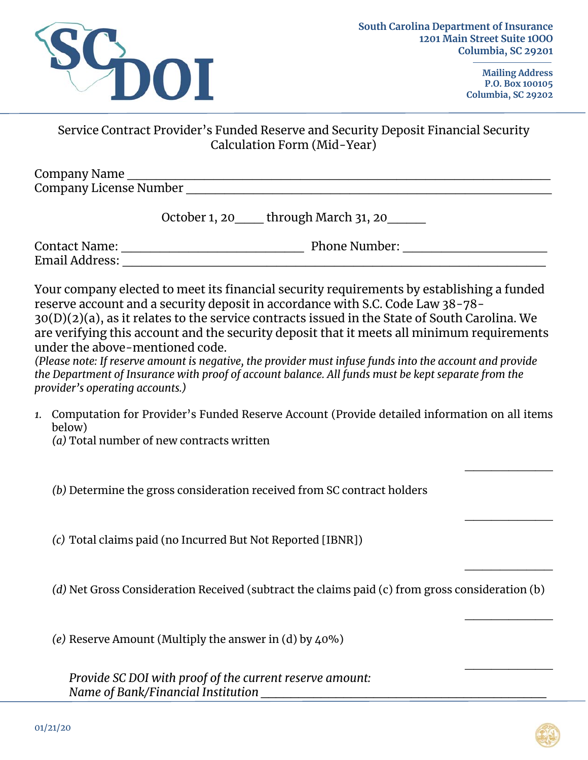South Carolina Department of Insurance
1201 Main Street Suite 1000
Columbia, SC 29201

Mailing Address
P.O. Box 100105
Columbia, SC 29202

Service Contract Provider's Funded Reserve and Security Deposit Financial Security Calculation Form (Mid-Year)

Company Name ___________________________________________

Company License Number ___________________________________

October 1, 20____ through March 31, 20______

Contact Name: ________________________ Phone Number: __________________

Email Address: _______________________________________________

Your company elected to meet its financial security requirements by establishing a funded reserve account and a security deposit in accordance with S.C. Code Law 38-78-30(D)(2)(a), as it relates to the service contracts issued in the State of South Carolina. We are verifying this account and the security deposit that it meets all minimum requirements under the above-mentioned code.

*(Please note: If reserve amount is negative, the provider must infuse funds into the account and provide the Department of Insurance with proof of account balance. All funds must be kept separate from the provider's operating accounts.)*

1. Computation for Provider's Funded Reserve Account (Provide detailed information on all items below)

   *(a)* Total number of new contracts written ______________

   *(b)* Determine the gross consideration received from SC contract holders ______________

   *(c)* Total claims paid (no Incurred But Not Reported [IBNR]) ______________

   *(d)* Net Gross Consideration Received (subtract the claims paid (c) from gross consideration (b) ______________

   *(e)* Reserve Amount (Multiply the answer in (d) by 40%) ______________

   *Provide SC DOI with proof of the current reserve amount:*
   *Name of Bank/Financial Institution* ___________________________________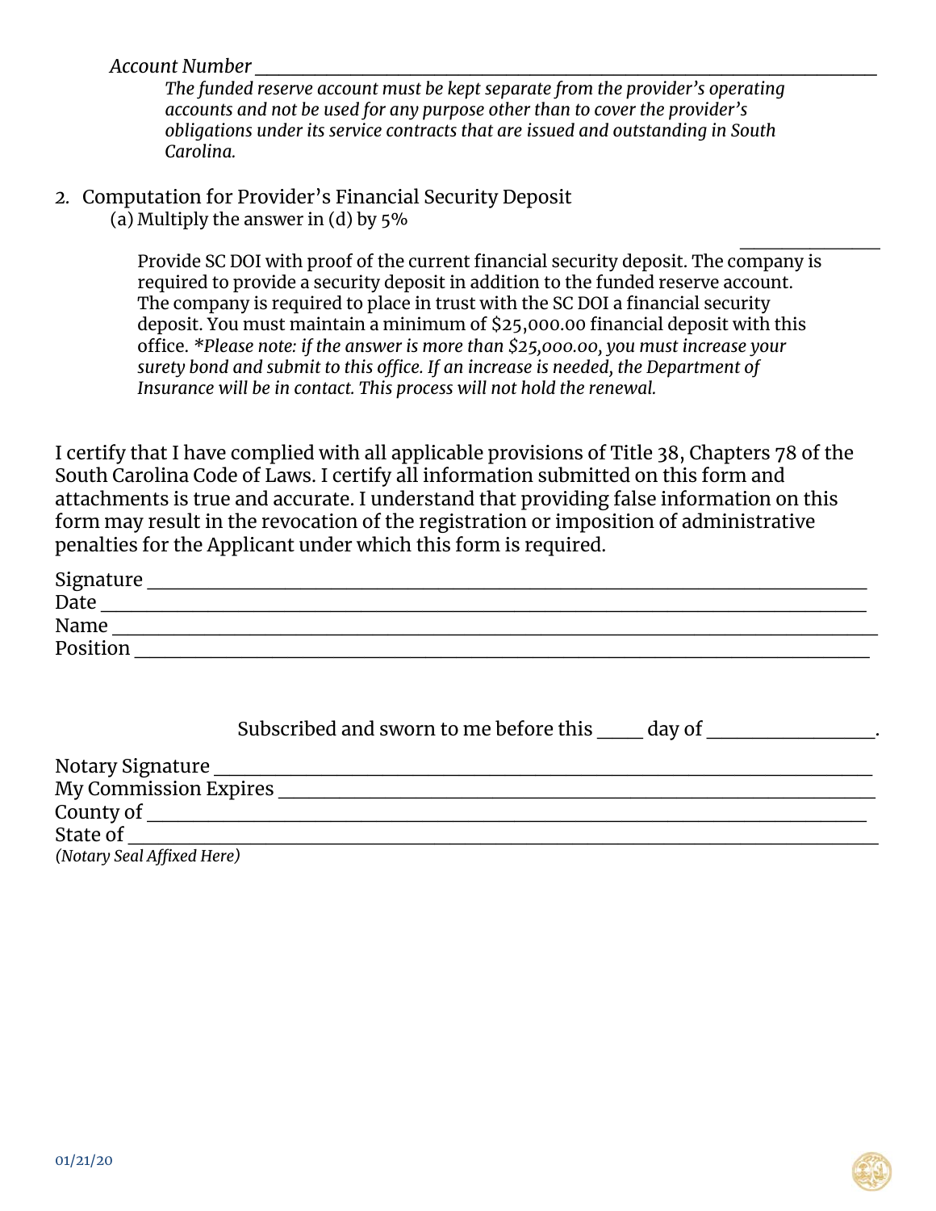*Account Number* ______________________________________________________________

*The funded reserve account must be kept separate from the provider's operating accounts and not be used for any purpose other than to cover the provider's obligations under its service contracts that are issued and outstanding in South Carolina.*

2. Computation for Provider's Financial Security Deposit
   (a) Multiply the answer in (d) by 5%

   ______________

   Provide SC DOI with proof of the current financial security deposit. The company is required to provide a security deposit in addition to the funded reserve account. The company is required to place in trust with the SC DOI a financial security deposit. You must maintain a minimum of $25,000.00 financial deposit with this office. *\*Please note: if the answer is more than $25,000.00, you must increase your surety bond and submit to this office. If an increase is needed, the Department of Insurance will be in contact. This process will not hold the renewal.*

I certify that I have complied with all applicable provisions of Title 38, Chapters 78 of the South Carolina Code of Laws. I certify all information submitted on this form and attachments is true and accurate. I understand that providing false information on this form may result in the revocation of the registration or imposition of administrative penalties for the Applicant under which this form is required.

Signature ______________________________________________________________
Date ______________________________________________________________
Name ______________________________________________________________
Position ______________________________________________________________

Subscribed and sworn to me before this _____ day of _______________.

Notary Signature ______________________________________________________________
My Commission Expires ______________________________________________________________
County of ______________________________________________________________
State of ______________________________________________________________
*(Notary Seal Affixed Here)*

01/21/20